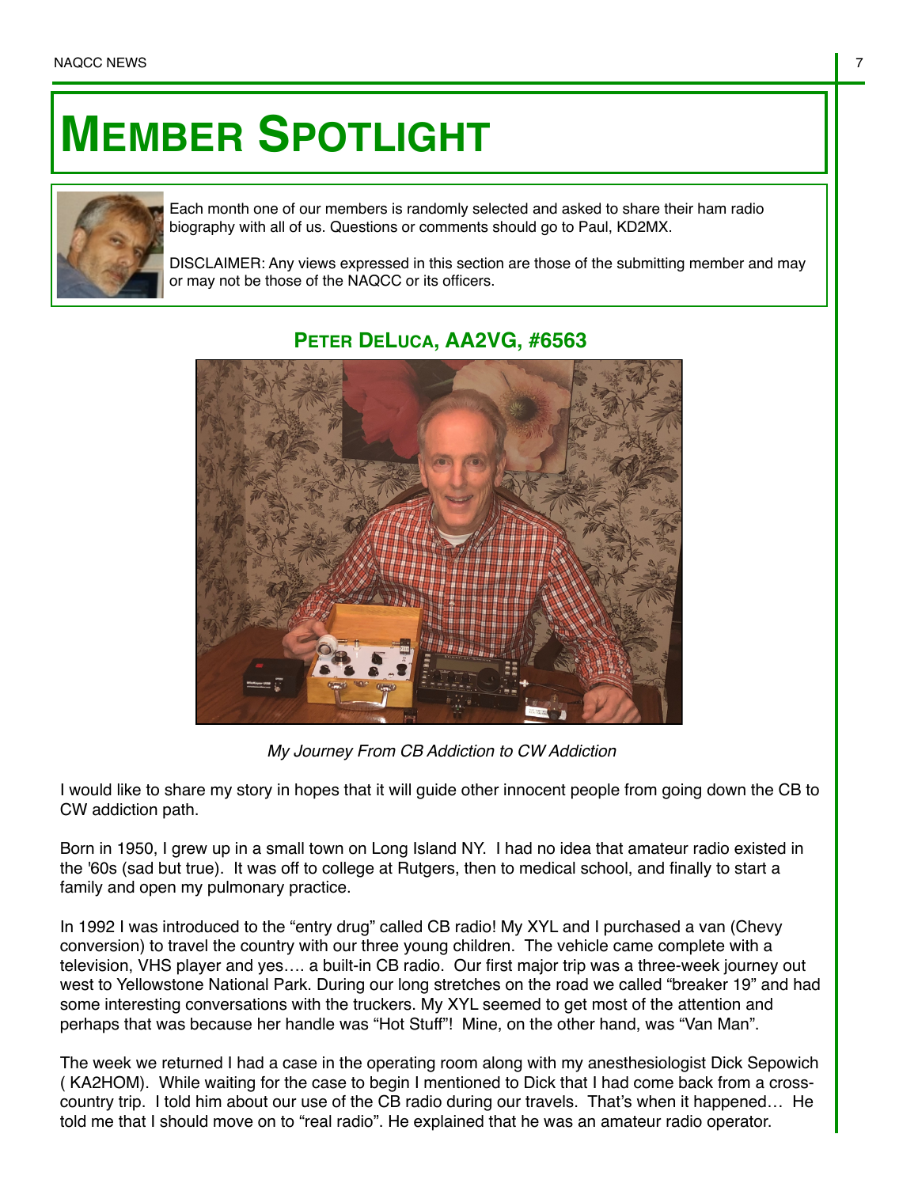# MEMBER SPOTLIGHT

Each month one of our members is randomly selected and asked to share their ham radio biography with all of us. Questions or comments should go to Paul, KD2MX.

DISCLAIMER: Any views expressed in this section are those of the submitting member and may or may not be those of the NAQCC or its officers.

## PETER DELUCA, AA2VG, #6563

*My Journey From CB Addiction to CW Addiction*

I would like to share my story in hopes that it will guide other innocent people from going down the CB to CW addiction path.

Born in 1950, I grew up in a small town on Long Island NY. I had no idea that amateur radio existed in the '60s (sad but true). It was off to college at Rutgers, then to medical school, and finally to start a family and open my pulmonary practice.

In 1992 I was introduced to the "entry drug" called CB radio! My XYL and I purchased a van (Chevy conversion) to travel the country with our three young children. The vehicle came complete with a television, VHS player and yes…. a built-in CB radio. Our first major trip was a three-week journey out west to Yellowstone National Park. During our long stretches on the road we called "breaker 19" and had some interesting conversations with the truckers. My XYL seemed to get most of the attention and perhaps that was because her handle was "Hot Stuff"! Mine, on the other hand, was "Van Man".

The week we returned I had a case in the operating room along with my anesthesiologist Dick Sepowich ( KA2HOM). While waiting for the case to begin I mentioned to Dick that I had come back from a cross-country trip. I told him about our use of the CB radio during our travels. That's when it happened… He told me that I should move on to "real radio". He explained that he was an amateur radio operator.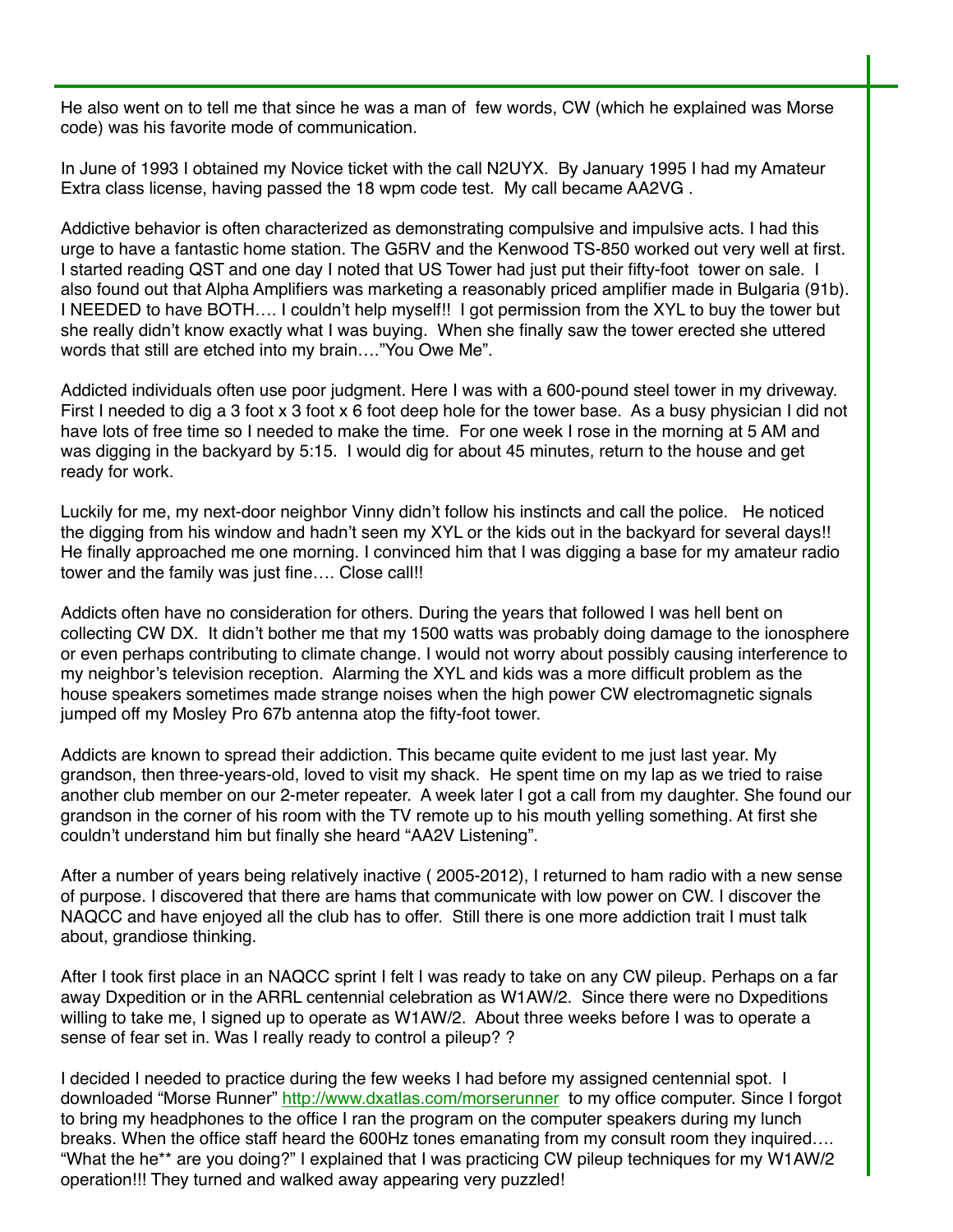He also went on to tell me that since he was a man of few words, CW (which he explained was Morse code) was his favorite mode of communication.

In June of 1993 I obtained my Novice ticket with the call N2UYX. By January 1995 I had my Amateur Extra class license, having passed the 18 wpm code test. My call became AA2VG .

Addictive behavior is often characterized as demonstrating compulsive and impulsive acts. I had this urge to have a fantastic home station. The G5RV and the Kenwood TS-850 worked out very well at first. I started reading QST and one day I noted that US Tower had just put their fifty-foot tower on sale. I also found out that Alpha Amplifiers was marketing a reasonably priced amplifier made in Bulgaria (91b). I NEEDED to have BOTH…. I couldn't help myself!! I got permission from the XYL to buy the tower but she really didn't know exactly what I was buying. When she finally saw the tower erected she uttered words that still are etched into my brain…."You Owe Me".

Addicted individuals often use poor judgment. Here I was with a 600-pound steel tower in my driveway. First I needed to dig a 3 foot x 3 foot x 6 foot deep hole for the tower base. As a busy physician I did not have lots of free time so I needed to make the time. For one week I rose in the morning at 5 AM and was digging in the backyard by 5:15. I would dig for about 45 minutes, return to the house and get ready for work.

Luckily for me, my next-door neighbor Vinny didn't follow his instincts and call the police. He noticed the digging from his window and hadn't seen my XYL or the kids out in the backyard for several days!! He finally approached me one morning. I convinced him that I was digging a base for my amateur radio tower and the family was just fine…. Close call!!

Addicts often have no consideration for others. During the years that followed I was hell bent on collecting CW DX. It didn't bother me that my 1500 watts was probably doing damage to the ionosphere or even perhaps contributing to climate change. I would not worry about possibly causing interference to my neighbor's television reception. Alarming the XYL and kids was a more difficult problem as the house speakers sometimes made strange noises when the high power CW electromagnetic signals jumped off my Mosley Pro 67b antenna atop the fifty-foot tower.

Addicts are known to spread their addiction. This became quite evident to me just last year. My grandson, then three-years-old, loved to visit my shack. He spent time on my lap as we tried to raise another club member on our 2-meter repeater. A week later I got a call from my daughter. She found our grandson in the corner of his room with the TV remote up to his mouth yelling something. At first she couldn't understand him but finally she heard "AA2V Listening".

After a number of years being relatively inactive ( 2005-2012), I returned to ham radio with a new sense of purpose. I discovered that there are hams that communicate with low power on CW. I discover the NAQCC and have enjoyed all the club has to offer. Still there is one more addiction trait I must talk about, grandiose thinking.

After I took first place in an NAQCC sprint I felt I was ready to take on any CW pileup. Perhaps on a far away Dxpedition or in the ARRL centennial celebration as W1AW/2. Since there were no Dxpeditions willing to take me, I signed up to operate as W1AW/2. About three weeks before I was to operate a sense of fear set in. Was I really ready to control a pileup? ?

I decided I needed to practice during the few weeks I had before my assigned centennial spot. I downloaded "Morse Runner" http://www.dxatlas.com/morserunner to my office computer. Since I forgot to bring my headphones to the office I ran the program on the computer speakers during my lunch breaks. When the office staff heard the 600Hz tones emanating from my consult room they inquired…. "What the he** are you doing?" I explained that I was practicing CW pileup techniques for my W1AW/2 operation!!! They turned and walked away appearing very puzzled!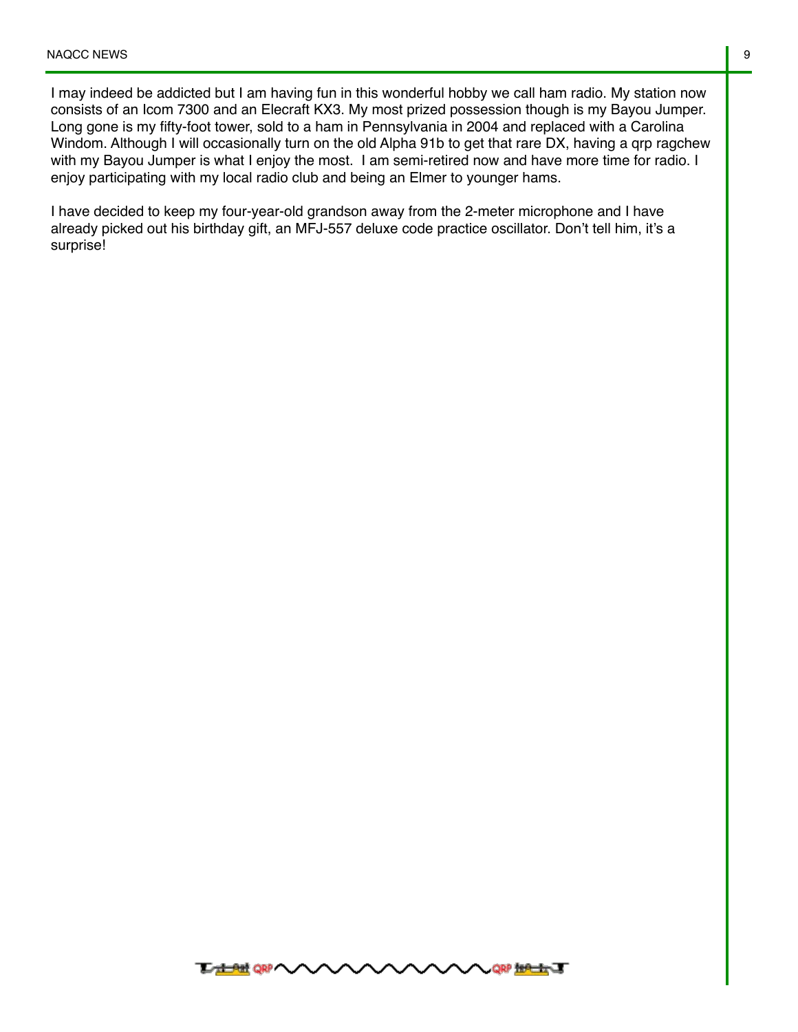I may indeed be addicted but I am having fun in this wonderful hobby we call ham radio. My station now consists of an Icom 7300 and an Elecraft KX3. My most prized possession though is my Bayou Jumper. Long gone is my fifty-foot tower, sold to a ham in Pennsylvania in 2004 and replaced with a Carolina Windom. Although I will occasionally turn on the old Alpha 91b to get that rare DX, having a qrp ragchew with my Bayou Jumper is what I enjoy the most. I am semi-retired now and have more time for radio. I enjoy participating with my local radio club and being an Elmer to younger hams.

I have decided to keep my four-year-old grandson away from the 2-meter microphone and I have already picked out his birthday gift, an MFJ-557 deluxe code practice oscillator. Don't tell him, it's a surprise!